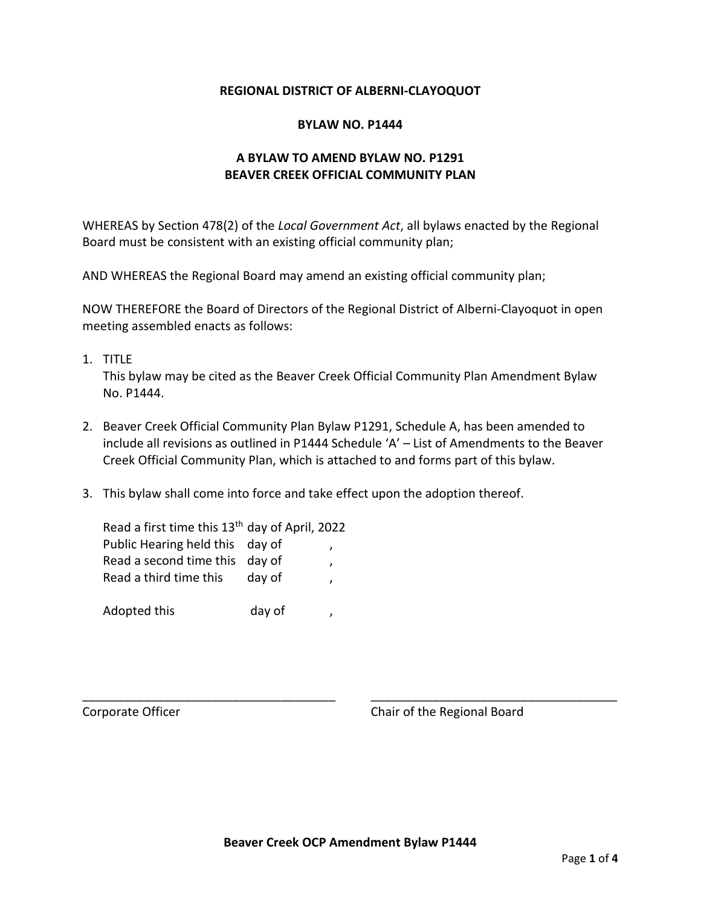**REGIONAL DISTRICT OF ALBERNI-CLAYOQUOT**

**BYLAW NO. P1444**

**A BYLAW TO AMEND BYLAW NO. P1291**
**BEAVER CREEK OFFICIAL COMMUNITY PLAN**

WHEREAS by Section 478(2) of the *Local Government Act*, all bylaws enacted by the Regional Board must be consistent with an existing official community plan;

AND WHEREAS the Regional Board may amend an existing official community plan;

NOW THEREFORE the Board of Directors of the Regional District of Alberni-Clayoquot in open meeting assembled enacts as follows:

1. TITLE
   This bylaw may be cited as the Beaver Creek Official Community Plan Amendment Bylaw No. P1444.

2. Beaver Creek Official Community Plan Bylaw P1291, Schedule A, has been amended to include all revisions as outlined in P1444 Schedule 'A' – List of Amendments to the Beaver Creek Official Community Plan, which is attached to and forms part of this bylaw.

3. This bylaw shall come into force and take effect upon the adoption thereof.

   Read a first time this 13th day of April, 2022
   Public Hearing held this day of ,
   Read a second time this day of ,
   Read a third time this day of ,

   Adopted this day of ,

\_\_\_\_\_\_\_\_\_\_\_\_\_\_\_\_\_\_\_\_\_\_\_\_\_\_\_\_\_\_\_\_\_\_\_\_
Corporate Officer

\_\_\_\_\_\_\_\_\_\_\_\_\_\_\_\_\_\_\_\_\_\_\_\_\_\_\_\_\_\_\_\_\_\_\_\_
Chair of the Regional Board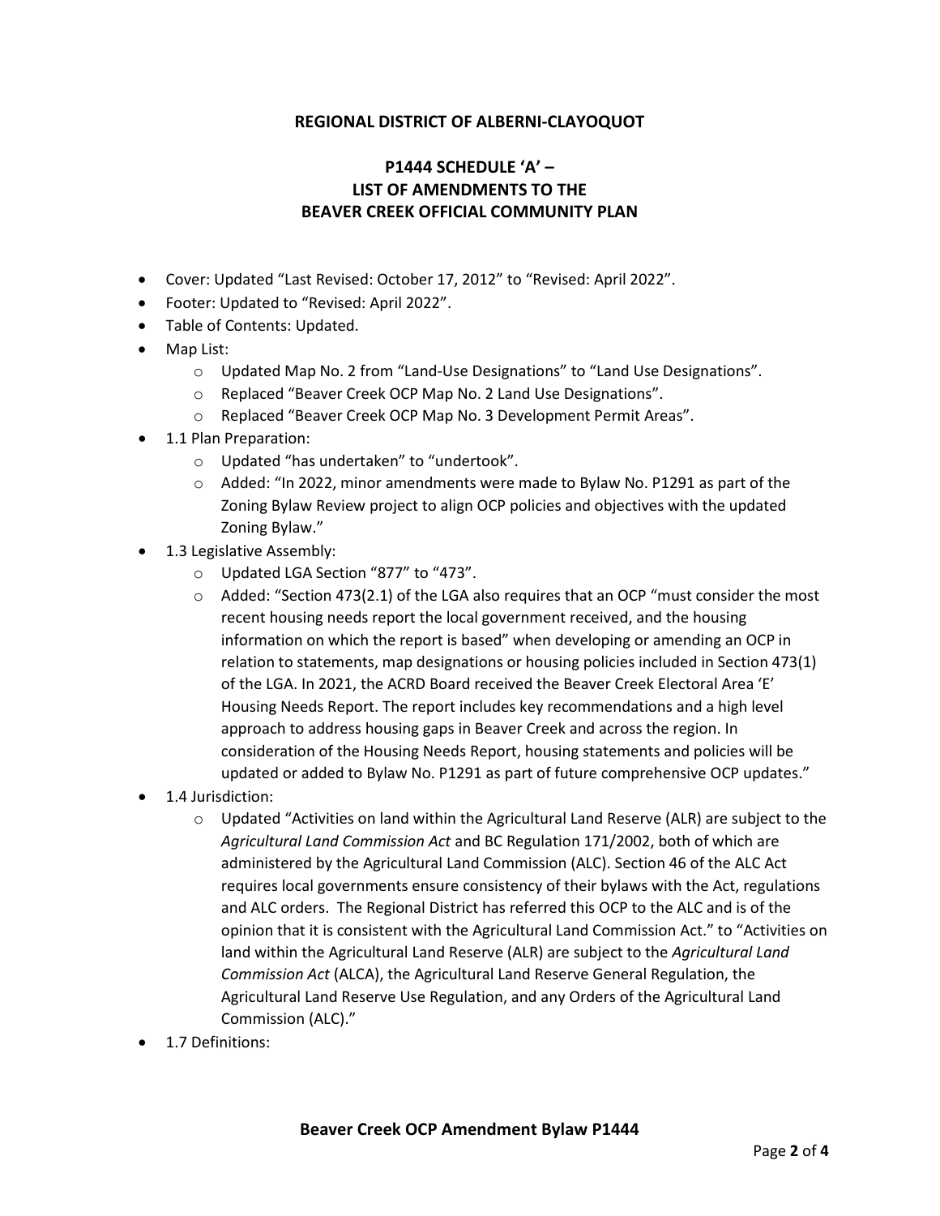**REGIONAL DISTRICT OF ALBERNI-CLAYOQUOT**

**P1444 SCHEDULE 'A' –
LIST OF AMENDMENTS TO THE
BEAVER CREEK OFFICIAL COMMUNITY PLAN**

- Cover: Updated "Last Revised: October 17, 2012" to "Revised: April 2022".
- Footer: Updated to "Revised: April 2022".
- Table of Contents: Updated.
- Map List:
  - Updated Map No. 2 from "Land-Use Designations" to "Land Use Designations".
  - Replaced "Beaver Creek OCP Map No. 2 Land Use Designations".
  - Replaced "Beaver Creek OCP Map No. 3 Development Permit Areas".
- 1.1 Plan Preparation:
  - Updated "has undertaken" to "undertook".
  - Added: "In 2022, minor amendments were made to Bylaw No. P1291 as part of the Zoning Bylaw Review project to align OCP policies and objectives with the updated Zoning Bylaw."
- 1.3 Legislative Assembly:
  - Updated LGA Section "877" to "473".
  - Added: "Section 473(2.1) of the LGA also requires that an OCP "must consider the most recent housing needs report the local government received, and the housing information on which the report is based" when developing or amending an OCP in relation to statements, map designations or housing policies included in Section 473(1) of the LGA. In 2021, the ACRD Board received the Beaver Creek Electoral Area 'E' Housing Needs Report. The report includes key recommendations and a high level approach to address housing gaps in Beaver Creek and across the region. In consideration of the Housing Needs Report, housing statements and policies will be updated or added to Bylaw No. P1291 as part of future comprehensive OCP updates."
- 1.4 Jurisdiction:
  - Updated "Activities on land within the Agricultural Land Reserve (ALR) are subject to the *Agricultural Land Commission Act* and BC Regulation 171/2002, both of which are administered by the Agricultural Land Commission (ALC). Section 46 of the ALC Act requires local governments ensure consistency of their bylaws with the Act, regulations and ALC orders. The Regional District has referred this OCP to the ALC and is of the opinion that it is consistent with the Agricultural Land Commission Act." to "Activities on land within the Agricultural Land Reserve (ALR) are subject to the *Agricultural Land Commission Act* (ALCA), the Agricultural Land Reserve General Regulation, the Agricultural Land Reserve Use Regulation, and any Orders of the Agricultural Land Commission (ALC)."
- 1.7 Definitions: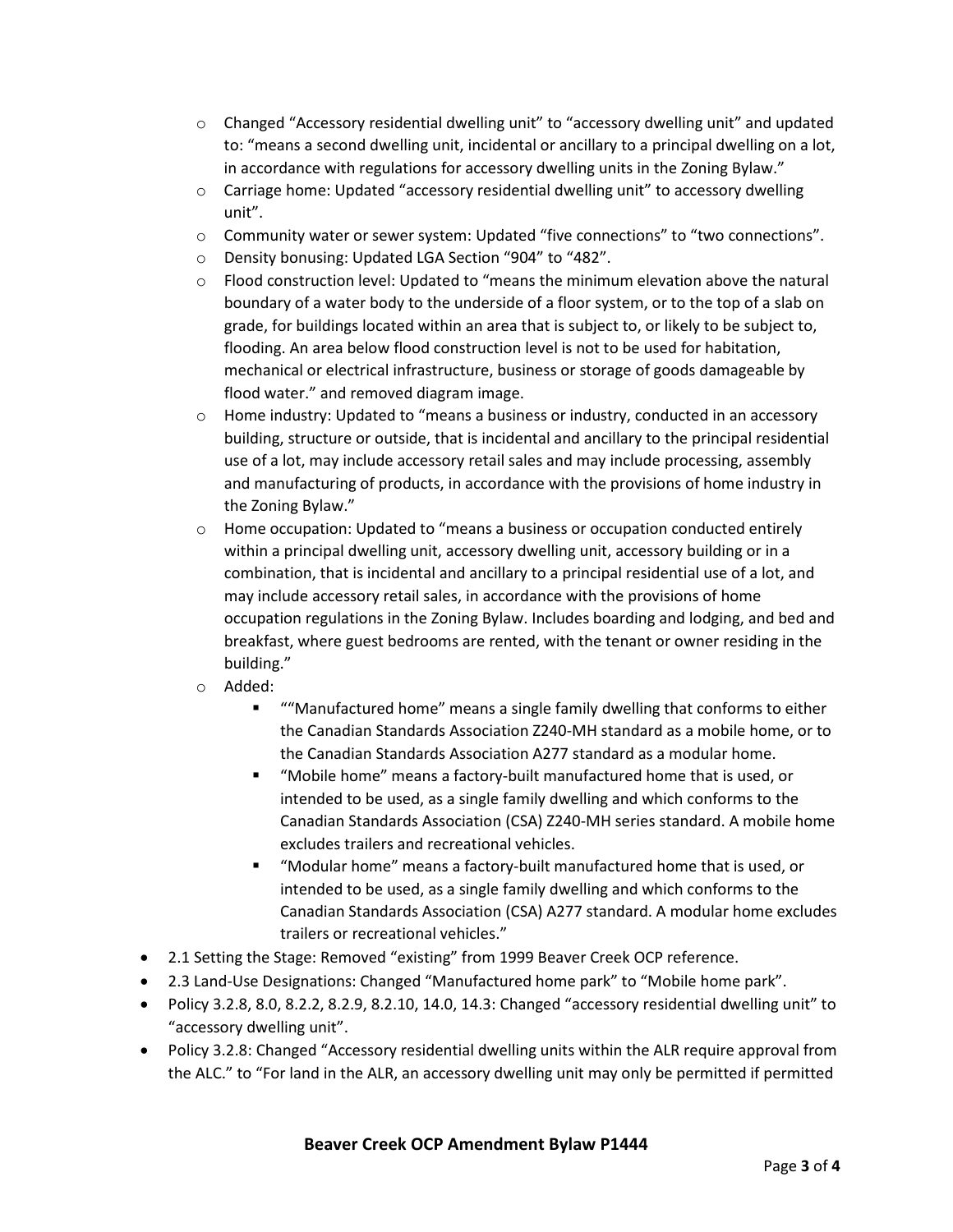- Changed "Accessory residential dwelling unit" to "accessory dwelling unit" and updated to: "means a second dwelling unit, incidental or ancillary to a principal dwelling on a lot, in accordance with regulations for accessory dwelling units in the Zoning Bylaw."
  - Carriage home: Updated "accessory residential dwelling unit" to accessory dwelling unit".
  - Community water or sewer system: Updated "five connections" to "two connections".
  - Density bonusing: Updated LGA Section "904" to "482".
  - Flood construction level: Updated to "means the minimum elevation above the natural boundary of a water body to the underside of a floor system, or to the top of a slab on grade, for buildings located within an area that is subject to, or likely to be subject to, flooding. An area below flood construction level is not to be used for habitation, mechanical or electrical infrastructure, business or storage of goods damageable by flood water." and removed diagram image.
  - Home industry: Updated to "means a business or industry, conducted in an accessory building, structure or outside, that is incidental and ancillary to the principal residential use of a lot, may include accessory retail sales and may include processing, assembly and manufacturing of products, in accordance with the provisions of home industry in the Zoning Bylaw."
  - Home occupation: Updated to "means a business or occupation conducted entirely within a principal dwelling unit, accessory dwelling unit, accessory building or in a combination, that is incidental and ancillary to a principal residential use of a lot, and may include accessory retail sales, in accordance with the provisions of home occupation regulations in the Zoning Bylaw. Includes boarding and lodging, and bed and breakfast, where guest bedrooms are rented, with the tenant or owner residing in the building."
  - Added:
    - ""Manufactured home" means a single family dwelling that conforms to either the Canadian Standards Association Z240-MH standard as a mobile home, or to the Canadian Standards Association A277 standard as a modular home.
    - "Mobile home" means a factory-built manufactured home that is used, or intended to be used, as a single family dwelling and which conforms to the Canadian Standards Association (CSA) Z240-MH series standard. A mobile home excludes trailers and recreational vehicles.
    - "Modular home" means a factory-built manufactured home that is used, or intended to be used, as a single family dwelling and which conforms to the Canadian Standards Association (CSA) A277 standard. A modular home excludes trailers or recreational vehicles."
- 2.1 Setting the Stage: Removed "existing" from 1999 Beaver Creek OCP reference.
- 2.3 Land-Use Designations: Changed "Manufactured home park" to "Mobile home park".
- Policy 3.2.8, 8.0, 8.2.2, 8.2.9, 8.2.10, 14.0, 14.3: Changed "accessory residential dwelling unit" to "accessory dwelling unit".
- Policy 3.2.8: Changed "Accessory residential dwelling units within the ALR require approval from the ALC." to "For land in the ALR, an accessory dwelling unit may only be permitted if permitted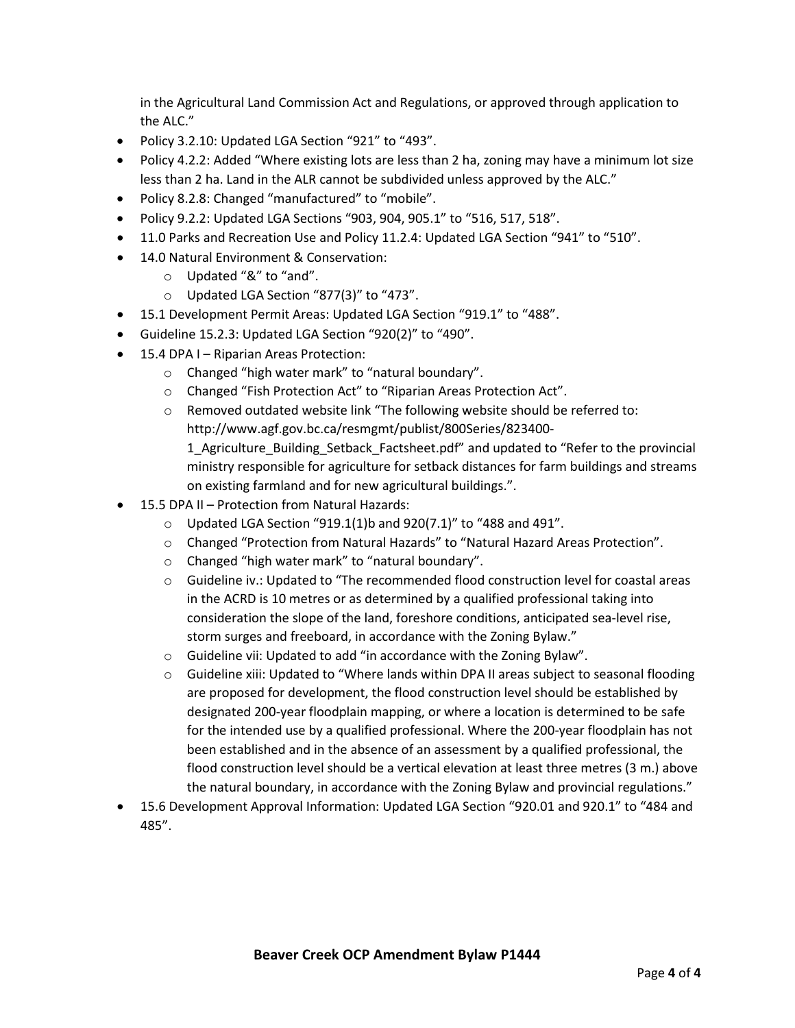in the Agricultural Land Commission Act and Regulations, or approved through application to the ALC."

- Policy 3.2.10: Updated LGA Section "921" to "493".
- Policy 4.2.2: Added "Where existing lots are less than 2 ha, zoning may have a minimum lot size less than 2 ha. Land in the ALR cannot be subdivided unless approved by the ALC."
- Policy 8.2.8: Changed "manufactured" to "mobile".
- Policy 9.2.2: Updated LGA Sections "903, 904, 905.1" to "516, 517, 518".
- 11.0 Parks and Recreation Use and Policy 11.2.4: Updated LGA Section "941" to "510".
- 14.0 Natural Environment & Conservation:
  - Updated "&" to "and".
  - Updated LGA Section "877(3)" to "473".
- 15.1 Development Permit Areas: Updated LGA Section "919.1" to "488".
- Guideline 15.2.3: Updated LGA Section "920(2)" to "490".
- 15.4 DPA I – Riparian Areas Protection:
  - Changed "high water mark" to "natural boundary".
  - Changed "Fish Protection Act" to "Riparian Areas Protection Act".
  - Removed outdated website link "The following website should be referred to: http://www.agf.gov.bc.ca/resmgmt/publist/800Series/823400-1_Agriculture_Building_Setback_Factsheet.pdf" and updated to "Refer to the provincial ministry responsible for agriculture for setback distances for farm buildings and streams on existing farmland and for new agricultural buildings.".
- 15.5 DPA II – Protection from Natural Hazards:
  - Updated LGA Section "919.1(1)b and 920(7.1)" to "488 and 491".
  - Changed "Protection from Natural Hazards" to "Natural Hazard Areas Protection".
  - Changed "high water mark" to "natural boundary".
  - Guideline iv.: Updated to "The recommended flood construction level for coastal areas in the ACRD is 10 metres or as determined by a qualified professional taking into consideration the slope of the land, foreshore conditions, anticipated sea-level rise, storm surges and freeboard, in accordance with the Zoning Bylaw."
  - Guideline vii: Updated to add "in accordance with the Zoning Bylaw".
  - Guideline xiii: Updated to "Where lands within DPA II areas subject to seasonal flooding are proposed for development, the flood construction level should be established by designated 200-year floodplain mapping, or where a location is determined to be safe for the intended use by a qualified professional. Where the 200-year floodplain has not been established and in the absence of an assessment by a qualified professional, the flood construction level should be a vertical elevation at least three metres (3 m.) above the natural boundary, in accordance with the Zoning Bylaw and provincial regulations."
- 15.6 Development Approval Information: Updated LGA Section "920.01 and 920.1" to "484 and 485".